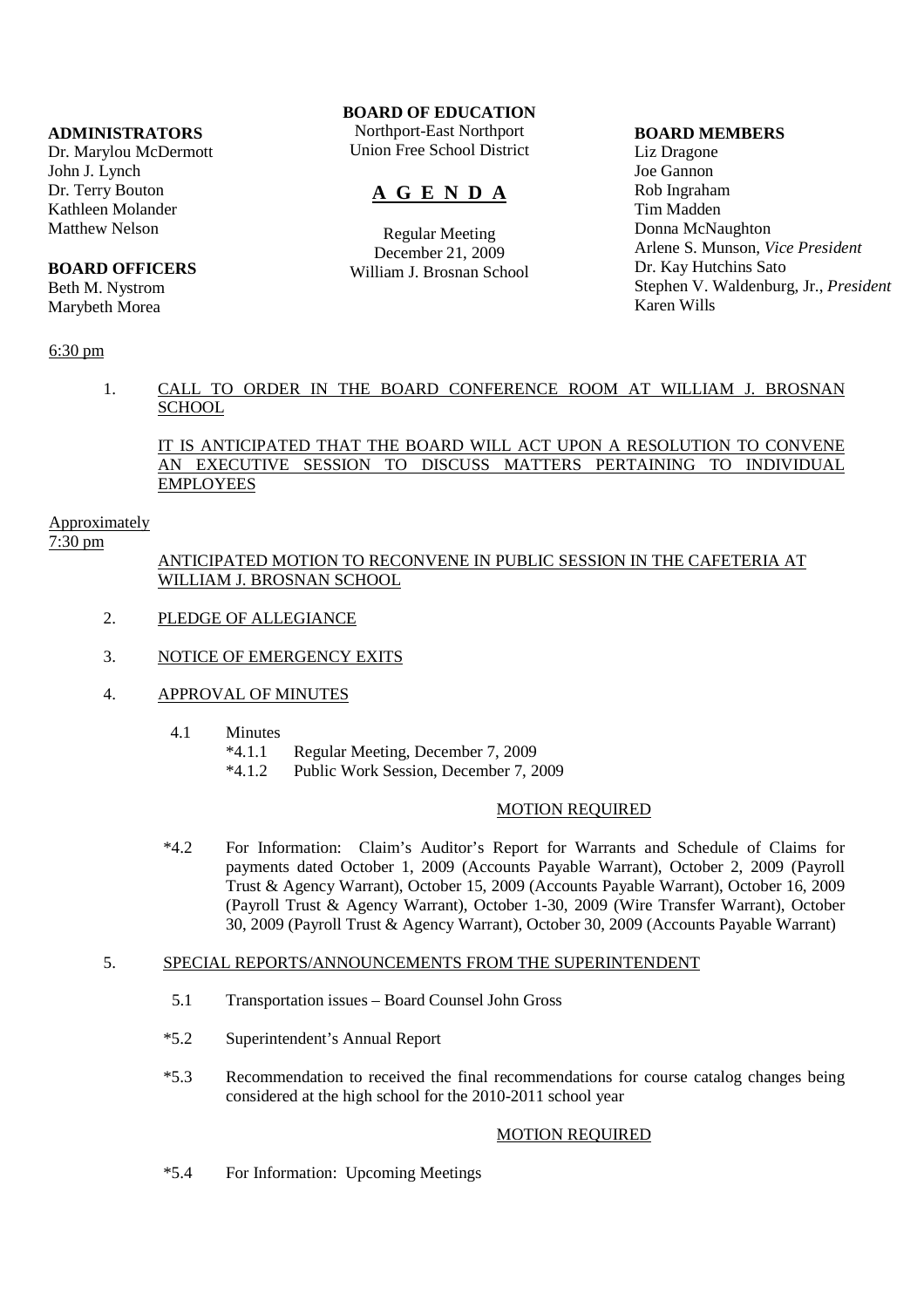**ADMINISTRATORS**
Dr. Marylou McDermott
John J. Lynch
Dr. Terry Bouton
Kathleen Molander
Matthew Nelson

**BOARD OFFICERS**
Beth M. Nystrom
Marybeth Morea

**BOARD OF EDUCATION**
Northport-East Northport
Union Free School District

# A G E N D A

Regular Meeting
December 21, 2009
William J. Brosnan School

**BOARD MEMBERS**
Liz Dragone
Joe Gannon
Rob Ingraham
Tim Madden
Donna McNaughton
Arlene S. Munson, *Vice President*
Dr. Kay Hutchins Sato
Stephen V. Waldenburg, Jr., *President*
Karen Wills

6:30 pm

1. CALL TO ORDER IN THE BOARD CONFERENCE ROOM AT WILLIAM J. BROSNAN SCHOOL

   IT IS ANTICIPATED THAT THE BOARD WILL ACT UPON A RESOLUTION TO CONVENE AN EXECUTIVE SESSION TO DISCUSS MATTERS PERTAINING TO INDIVIDUAL EMPLOYEES

Approximately
7:30 pm

ANTICIPATED MOTION TO RECONVENE IN PUBLIC SESSION IN THE CAFETERIA AT WILLIAM J. BROSNAN SCHOOL

2. PLEDGE OF ALLEGIANCE

3. NOTICE OF EMERGENCY EXITS

4. APPROVAL OF MINUTES

   4.1 Minutes
   - *4.1.1 Regular Meeting, December 7, 2009
   - *4.1.2 Public Work Session, December 7, 2009

   MOTION REQUIRED

   *4.2 For Information: Claim's Auditor's Report for Warrants and Schedule of Claims for payments dated October 1, 2009 (Accounts Payable Warrant), October 2, 2009 (Payroll Trust & Agency Warrant), October 15, 2009 (Accounts Payable Warrant), October 16, 2009 (Payroll Trust & Agency Warrant), October 1-30, 2009 (Wire Transfer Warrant), October 30, 2009 (Payroll Trust & Agency Warrant), October 30, 2009 (Accounts Payable Warrant)

5. SPECIAL REPORTS/ANNOUNCEMENTS FROM THE SUPERINTENDENT

   5.1 Transportation issues – Board Counsel John Gross

   *5.2 Superintendent's Annual Report

   *5.3 Recommendation to received the final recommendations for course catalog changes being considered at the high school for the 2010-2011 school year

   MOTION REQUIRED

   *5.4 For Information: Upcoming Meetings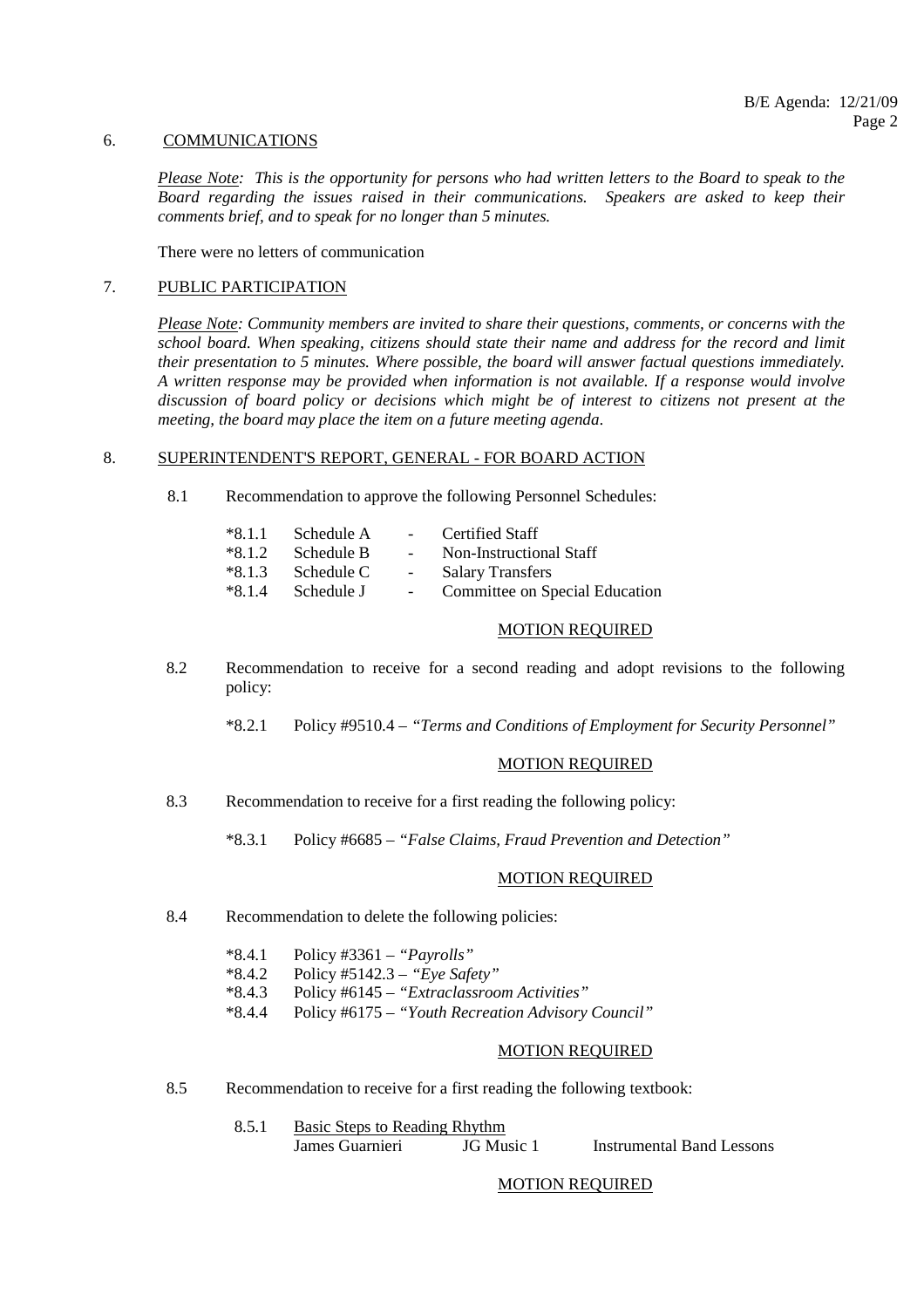## 6. COMMUNICATIONS

*Please Note: This is the opportunity for persons who had written letters to the Board to speak to the Board regarding the issues raised in their communications. Speakers are asked to keep their comments brief, and to speak for no longer than 5 minutes.*

There were no letters of communication

## 7. PUBLIC PARTICIPATION

*Please Note: Community members are invited to share their questions, comments, or concerns with the school board. When speaking, citizens should state their name and address for the record and limit their presentation to 5 minutes. Where possible, the board will answer factual questions immediately. A written response may be provided when information is not available. If a response would involve discussion of board policy or decisions which might be of interest to citizens not present at the meeting, the board may place the item on a future meeting agenda.*

## 8. SUPERINTENDENT'S REPORT, GENERAL - FOR BOARD ACTION

8.1 Recommendation to approve the following Personnel Schedules:

- *8.1.1 Schedule A - Certified Staff
- *8.1.2 Schedule B - Non-Instructional Staff
- *8.1.3 Schedule C - Salary Transfers
- *8.1.4 Schedule J - Committee on Special Education

MOTION REQUIRED

8.2 Recommendation to receive for a second reading and adopt revisions to the following policy:

- *8.2.1 Policy #9510.4 – *"Terms and Conditions of Employment for Security Personnel"*

MOTION REQUIRED

8.3 Recommendation to receive for a first reading the following policy:

- *8.3.1 Policy #6685 – *"False Claims, Fraud Prevention and Detection"*

MOTION REQUIRED

8.4 Recommendation to delete the following policies:

- *8.4.1 Policy #3361 – *"Payrolls"*
- *8.4.2 Policy #5142.3 – *"Eye Safety"*
- *8.4.3 Policy #6145 – *"Extraclassroom Activities"*
- *8.4.4 Policy #6175 – *"Youth Recreation Advisory Council"*

MOTION REQUIRED

8.5 Recommendation to receive for a first reading the following textbook:

8.5.1 Basic Steps to Reading Rhythm
James Guarnieri JG Music 1 Instrumental Band Lessons

MOTION REQUIRED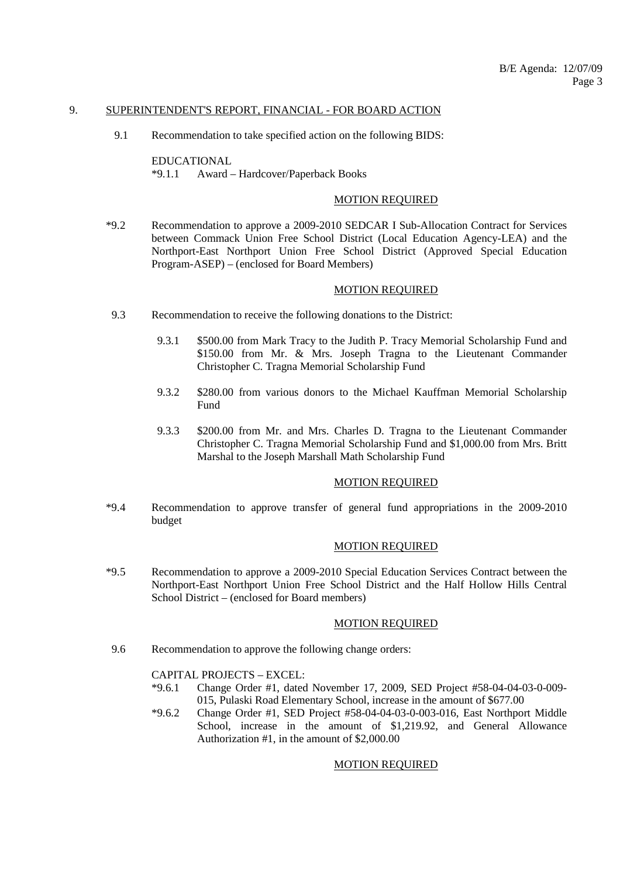## 9. SUPERINTENDENT'S REPORT, FINANCIAL - FOR BOARD ACTION

9.1 Recommendation to take specified action on the following BIDS:

EDUCATIONAL

*9.1.1 Award – Hardcover/Paperback Books

MOTION REQUIRED

*9.2 Recommendation to approve a 2009-2010 SEDCAR I Sub-Allocation Contract for Services between Commack Union Free School District (Local Education Agency-LEA) and the Northport-East Northport Union Free School District (Approved Special Education Program-ASEP) – (enclosed for Board Members)

MOTION REQUIRED

9.3 Recommendation to receive the following donations to the District:

9.3.1 $500.00 from Mark Tracy to the Judith P. Tracy Memorial Scholarship Fund and $150.00 from Mr. & Mrs. Joseph Tragna to the Lieutenant Commander Christopher C. Tragna Memorial Scholarship Fund

9.3.2 $280.00 from various donors to the Michael Kauffman Memorial Scholarship Fund

9.3.3 $200.00 from Mr. and Mrs. Charles D. Tragna to the Lieutenant Commander Christopher C. Tragna Memorial Scholarship Fund and $1,000.00 from Mrs. Britt Marshal to the Joseph Marshall Math Scholarship Fund

MOTION REQUIRED

*9.4 Recommendation to approve transfer of general fund appropriations in the 2009-2010 budget

MOTION REQUIRED

*9.5 Recommendation to approve a 2009-2010 Special Education Services Contract between the Northport-East Northport Union Free School District and the Half Hollow Hills Central School District – (enclosed for Board members)

MOTION REQUIRED

9.6 Recommendation to approve the following change orders:

CAPITAL PROJECTS – EXCEL:

*9.6.1 Change Order #1, dated November 17, 2009, SED Project #58-04-04-03-0-009-015, Pulaski Road Elementary School, increase in the amount of $677.00

*9.6.2 Change Order #1, SED Project #58-04-04-03-0-003-016, East Northport Middle School, increase in the amount of $1,219.92, and General Allowance Authorization #1, in the amount of $2,000.00

MOTION REQUIRED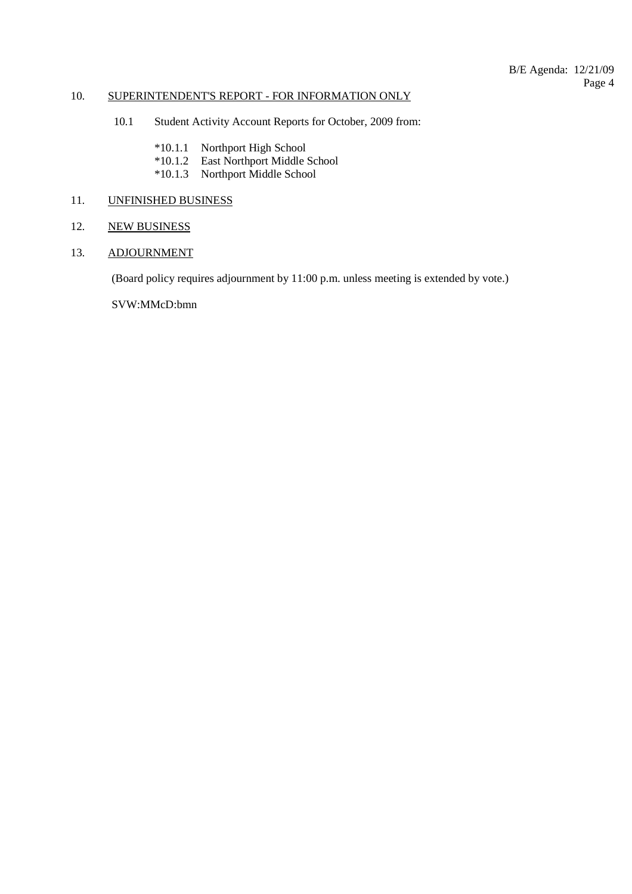10. SUPERINTENDENT'S REPORT - FOR INFORMATION ONLY

    10.1 Student Activity Account Reports for October, 2009 from:

    - *10.1.1 Northport High School
    - *10.1.2 East Northport Middle School
    - *10.1.3 Northport Middle School

11. UNFINISHED BUSINESS

12. NEW BUSINESS

13. ADJOURNMENT

    (Board policy requires adjournment by 11:00 p.m. unless meeting is extended by vote.)

    SVW:MMcD:bmn